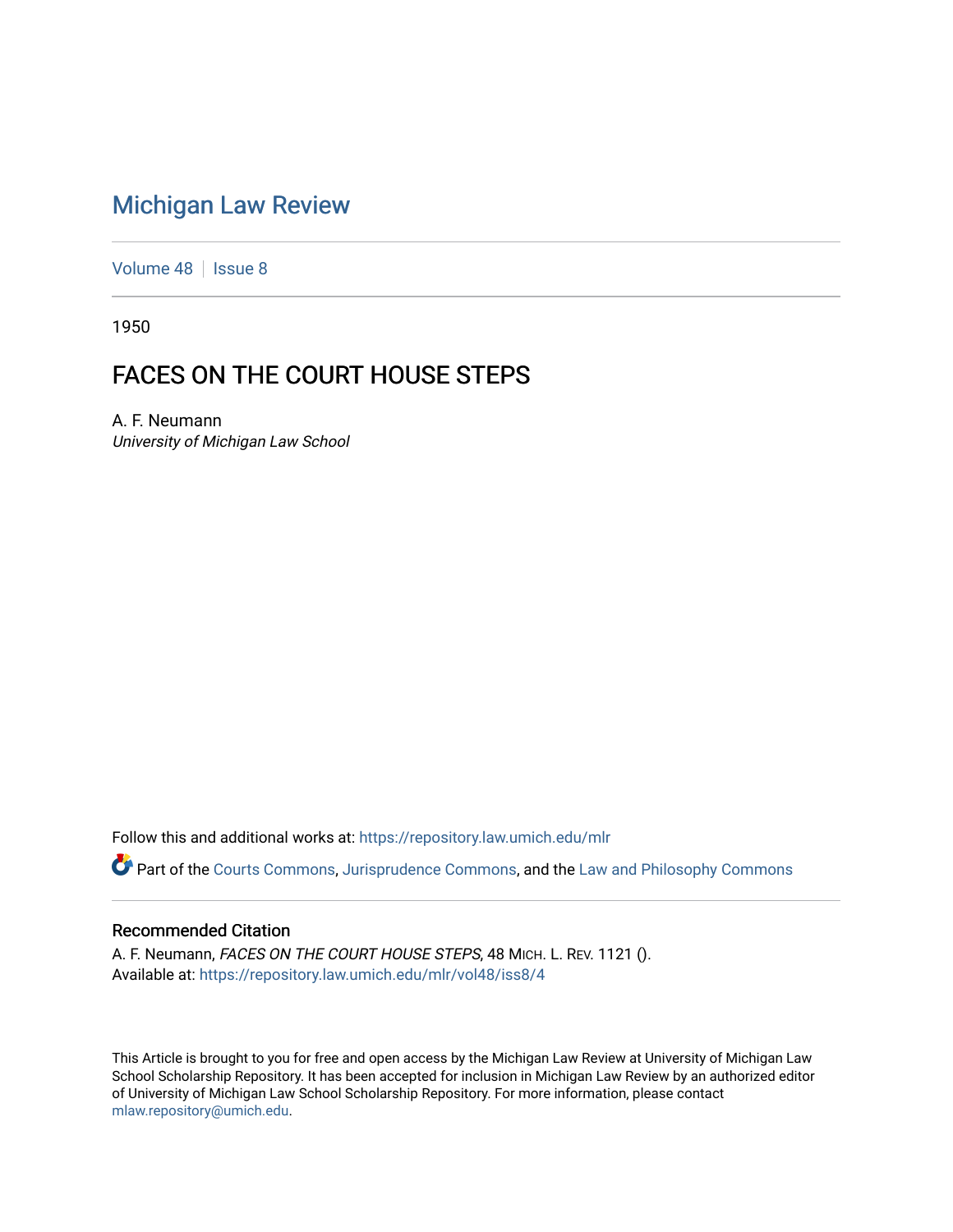# Michigan Law Review

Volume 48 | Issue 8

1950

## FACES ON THE COURT HOUSE STEPS

A. F. Neumann
*University of Michigan Law School*

Follow this and additional works at: https://repository.law.umich.edu/mlr

Part of the Courts Commons, Jurisprudence Commons, and the Law and Philosophy Commons

### Recommended Citation

A. F. Neumann, *FACES ON THE COURT HOUSE STEPS*, 48 MICH. L. REV. 1121 ().
Available at: https://repository.law.umich.edu/mlr/vol48/iss8/4

This Article is brought to you for free and open access by the Michigan Law Review at University of Michigan Law School Scholarship Repository. It has been accepted for inclusion in Michigan Law Review by an authorized editor of University of Michigan Law School Scholarship Repository. For more information, please contact mlaw.repository@umich.edu.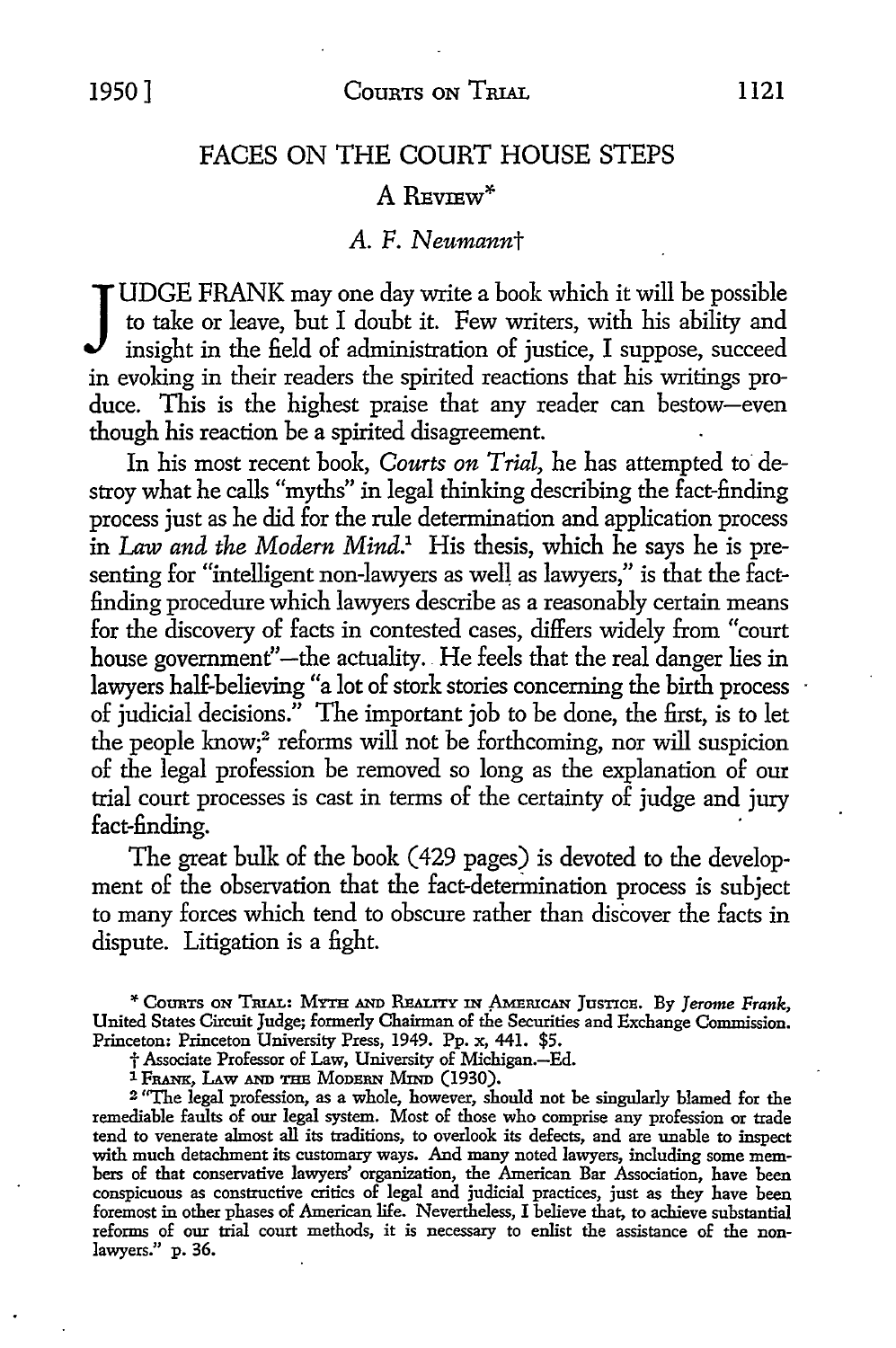# FACES ON THE COURT HOUSE STEPS

## A Review*

*A. F. Neumann*†

JUDGE FRANK may one day write a book which it will be possible to take or leave, but I doubt it. Few writers, with his ability and insight in the field of administration of justice, I suppose, succeed in evoking in their readers the spirited reactions that his writings produce. This is the highest praise that any reader can bestow—even though his reaction be a spirited disagreement.

In his most recent book, *Courts on Trial,* he has attempted to destroy what he calls "myths" in legal thinking describing the fact-finding process just as he did for the rule determination and application process in *Law and the Modern Mind.*[1] His thesis, which he says he is presenting for "intelligent non-lawyers as well as lawyers," is that the fact-finding procedure which lawyers describe as a reasonably certain means for the discovery of facts in contested cases, differs widely from "court house government"—the actuality. He feels that the real danger lies in lawyers half-believing "a lot of stork stories concerning the birth process of judicial decisions." The important job to be done, the first, is to let the people know;[2] reforms will not be forthcoming, nor will suspicion of the legal profession be removed so long as the explanation of our trial court processes is cast in terms of the certainty of judge and jury fact-finding.

The great bulk of the book (429 pages) is devoted to the development of the observation that the fact-determination process is subject to many forces which tend to obscure rather than discover the facts in dispute. Litigation is a fight.

---

\* COURTS ON TRIAL: MYTH AND REALITY IN AMERICAN JUSTICE. By *Jerome Frank,* United States Circuit Judge; formerly Chairman of the Securities and Exchange Commission. Princeton: Princeton University Press, 1949. Pp. x, 441. $5.

† Associate Professor of Law, University of Michigan.—Ed.

[1] FRANK, LAW AND THE MODERN MIND (1930).

[2] "The legal profession, as a whole, however, should not be singularly blamed for the remediable faults of our legal system. Most of those who comprise any profession or trade tend to venerate almost all its traditions, to overlook its defects, and are unable to inspect with much detachment its customary ways. And many noted lawyers, including some members of that conservative lawyers' organization, the American Bar Association, have been conspicuous as constructive critics of legal and judicial practices, just as they have been foremost in other phases of American life. Nevertheless, I believe that, to achieve substantial reforms of our trial court methods, it is necessary to enlist the assistance of the non-lawyers." p. 36.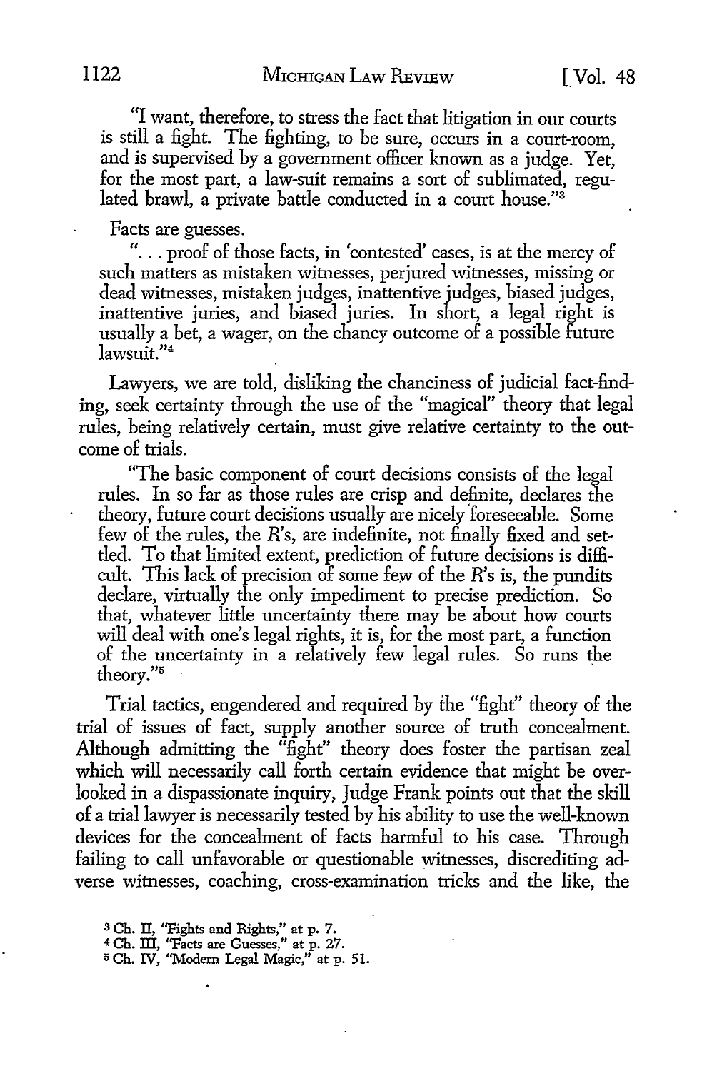"I want, therefore, to stress the fact that litigation in our courts is still a fight. The fighting, to be sure, occurs in a court-room, and is supervised by a government officer known as a judge. Yet, for the most part, a law-suit remains a sort of sublimated, regulated brawl, a private battle conducted in a court house."[3]

Facts are guesses.

"... proof of those facts, in 'contested' cases, is at the mercy of such matters as mistaken witnesses, perjured witnesses, missing or dead witnesses, mistaken judges, inattentive judges, biased judges, inattentive juries, and biased juries. In short, a legal right is usually a bet, a wager, on the chancy outcome of a possible future lawsuit."[4]

Lawyers, we are told, disliking the chanciness of judicial fact-finding, seek certainty through the use of the "magical" theory that legal rules, being relatively certain, must give relative certainty to the outcome of trials.

"The basic component of court decisions consists of the legal rules. In so far as those rules are crisp and definite, declares the theory, future court decisions usually are nicely foreseeable. Some few of the rules, the *R*'s, are indefinite, not finally fixed and settled. To that limited extent, prediction of future decisions is difficult. This lack of precision of some few of the *R*'s is, the pundits declare, virtually the only impediment to precise prediction. So that, whatever little uncertainty there may be about how courts will deal with one's legal rights, it is, for the most part, a function of the uncertainty in a relatively few legal rules. So runs the theory."[5]

Trial tactics, engendered and required by the "fight" theory of the trial of issues of fact, supply another source of truth concealment. Although admitting the "fight" theory does foster the partisan zeal which will necessarily call forth certain evidence that might be overlooked in a dispassionate inquiry, Judge Frank points out that the skill of a trial lawyer is necessarily tested by his ability to use the well-known devices for the concealment of facts harmful to his case. Through failing to call unfavorable or questionable witnesses, discrediting adverse witnesses, coaching, cross-examination tricks and the like, the

---

[3] Ch. II, "Fights and Rights," at p. 7.

[4] Ch. III, "Facts are Guesses," at p. 27.

[5] Ch. IV, "Modern Legal Magic," at p. 51.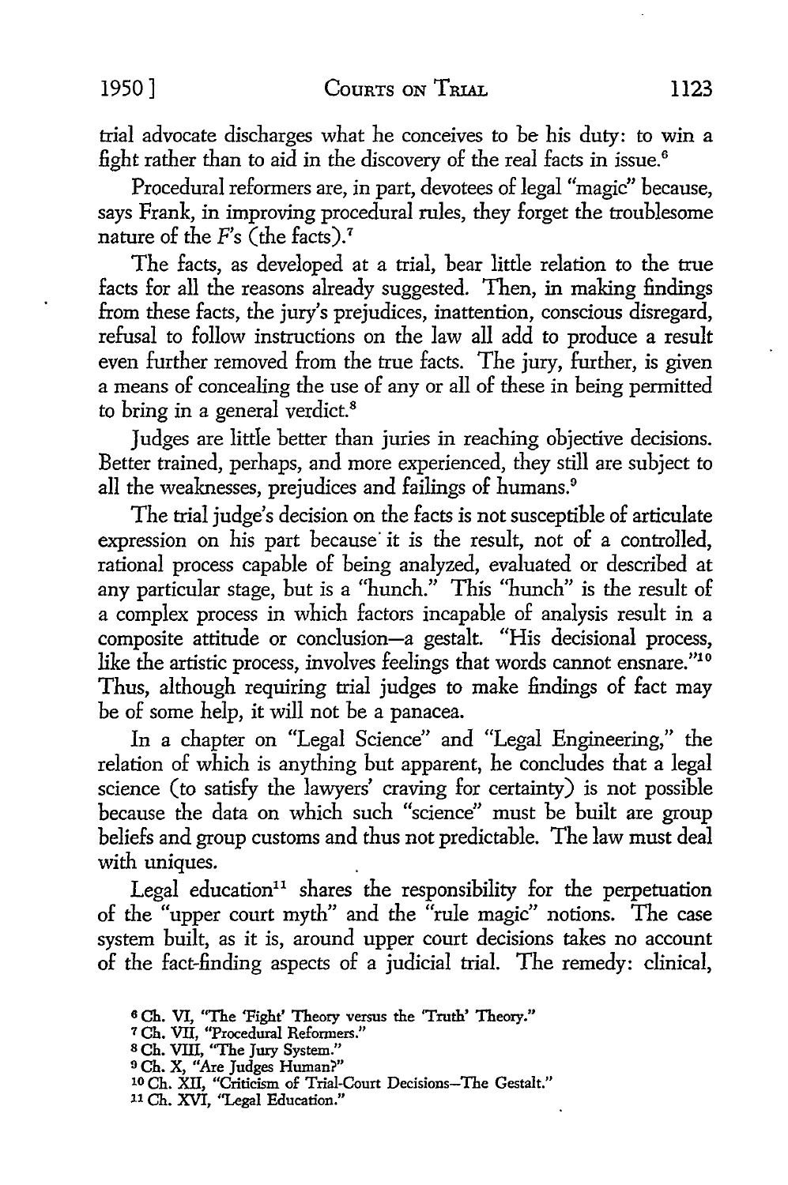trial advocate discharges what he conceives to be his duty: to win a fight rather than to aid in the discovery of the real facts in issue.[6]

Procedural reformers are, in part, devotees of legal "magic" because, says Frank, in improving procedural rules, they forget the troublesome nature of the *F*'s (the facts).[7]

The facts, as developed at a trial, bear little relation to the true facts for all the reasons already suggested. Then, in making findings from these facts, the jury's prejudices, inattention, conscious disregard, refusal to follow instructions on the law all add to produce a result even further removed from the true facts. The jury, further, is given a means of concealing the use of any or all of these in being permitted to bring in a general verdict.[8]

Judges are little better than juries in reaching objective decisions. Better trained, perhaps, and more experienced, they still are subject to all the weaknesses, prejudices and failings of humans.[9]

The trial judge's decision on the facts is not susceptible of articulate expression on his part because it is the result, not of a controlled, rational process capable of being analyzed, evaluated or described at any particular stage, but is a "hunch." This "hunch" is the result of a complex process in which factors incapable of analysis result in a composite attitude or conclusion—a gestalt. "His decisional process, like the artistic process, involves feelings that words cannot ensnare."[10] Thus, although requiring trial judges to make findings of fact may be of some help, it will not be a panacea.

In a chapter on "Legal Science" and "Legal Engineering," the relation of which is anything but apparent, he concludes that a legal science (to satisfy the lawyers' craving for certainty) is not possible because the data on which such "science" must be built are group beliefs and group customs and thus not predictable. The law must deal with uniques.

Legal education[11] shares the responsibility for the perpetuation of the "upper court myth" and the "rule magic" notions. The case system built, as it is, around upper court decisions takes no account of the fact-finding aspects of a judicial trial. The remedy: clinical,

[6] Ch. VI, "The 'Fight' Theory versus the 'Truth' Theory."

[7] Ch. VII, "Procedural Reformers."

[8] Ch. VIII, "The Jury System."

[9] Ch. X, "Are Judges Human?"

[10] Ch. XII, "Criticism of Trial-Court Decisions—The Gestalt."

[11] Ch. XVI, "Legal Education."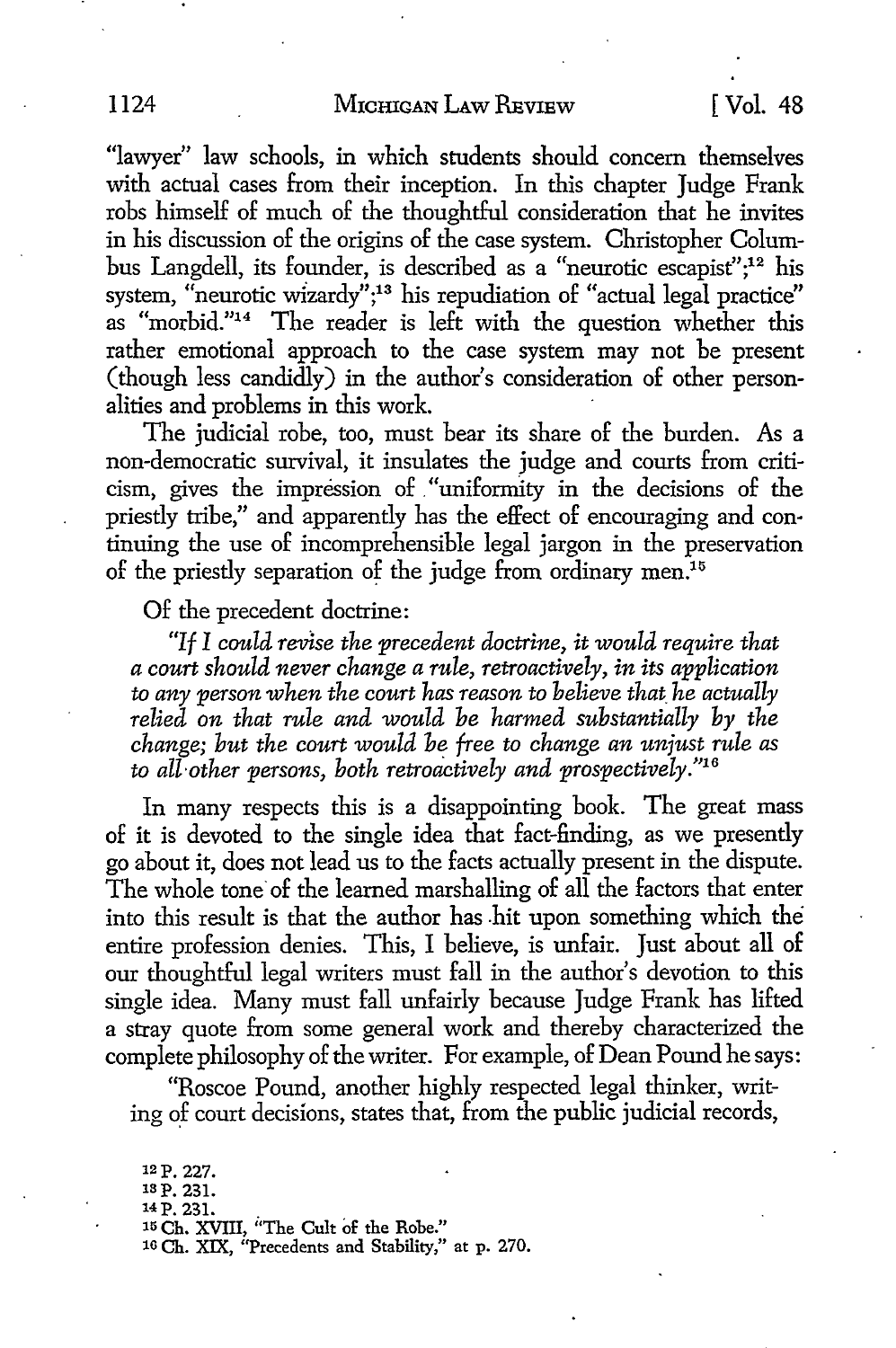"lawyer" law schools, in which students should concern themselves with actual cases from their inception. In this chapter Judge Frank robs himself of much of the thoughtful consideration that he invites in his discussion of the origins of the case system. Christopher Columbus Langdell, its founder, is described as a "neurotic escapist";[12] his system, "neurotic wizardy";[13] his repudiation of "actual legal practice" as "morbid."[14] The reader is left with the question whether this rather emotional approach to the case system may not be present (though less candidly) in the author's consideration of other personalities and problems in this work.

The judicial robe, too, must bear its share of the burden. As a non-democratic survival, it insulates the judge and courts from criticism, gives the impression of "uniformity in the decisions of the priestly tribe," and apparently has the effect of encouraging and continuing the use of incomprehensible legal jargon in the preservation of the priestly separation of the judge from ordinary men.[15]

Of the precedent doctrine:

> *"If I could revise the precedent doctrine, it would require that a court should never change a rule, retroactively, in its application to any person when the court has reason to believe that he actually relied on that rule and would be harmed substantially by the change; but the court would be free to change an unjust rule as to all other persons, both retroactively and prospectively."*[16]

In many respects this is a disappointing book. The great mass of it is devoted to the single idea that fact-finding, as we presently go about it, does not lead us to the facts actually present in the dispute. The whole tone of the learned marshalling of all the factors that enter into this result is that the author has hit upon something which the entire profession denies. This, I believe, is unfair. Just about all of our thoughtful legal writers must fall in the author's devotion to this single idea. Many must fall unfairly because Judge Frank has lifted a stray quote from some general work and thereby characterized the complete philosophy of the writer. For example, of Dean Pound he says:

"Roscoe Pound, another highly respected legal thinker, writing of court decisions, states that, from the public judicial records,

---

12 P. 227.

13 P. 231.

14 P. 231.

15 Ch. XVIII, "The Cult of the Robe."

16 Ch. XIX, "Precedents and Stability," at p. 270.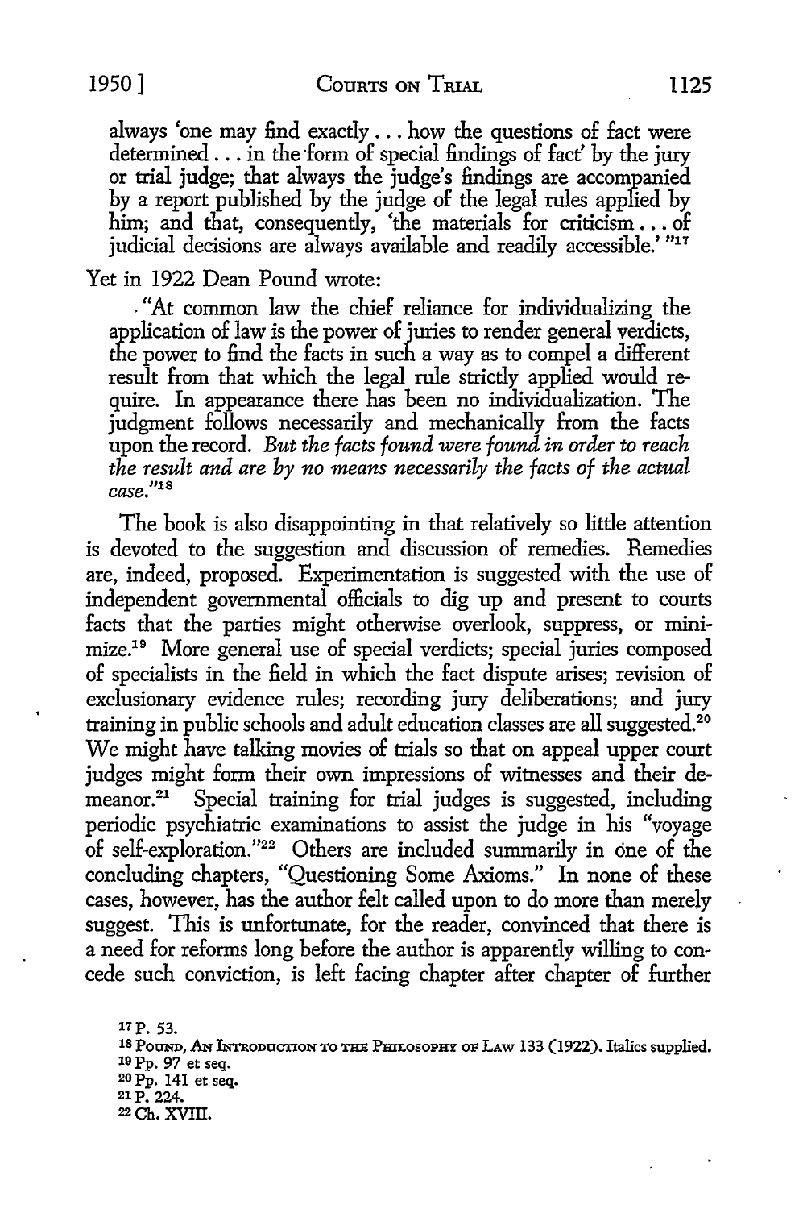always 'one may find exactly . . . how the questions of fact were determined . . . in the form of special findings of fact' by the jury or trial judge; that always the judge's findings are accompanied by a report published by the judge of the legal rules applied by him; and that, consequently, 'the materials for criticism . . . of judicial decisions are always available and readily accessible.' "[17]

Yet in 1922 Dean Pound wrote:

> "At common law the chief reliance for individualizing the application of law is the power of juries to render general verdicts, the power to find the facts in such a way as to compel a different result from that which the legal rule strictly applied would require. In appearance there has been no individualization. The judgment follows necessarily and mechanically from the facts upon the record. *But the facts found were found in order to reach the result and are by no means necessarily the facts of the actual case.*"[18]

The book is also disappointing in that relatively so little attention is devoted to the suggestion and discussion of remedies. Remedies are, indeed, proposed. Experimentation is suggested with the use of independent governmental officials to dig up and present to courts facts that the parties might otherwise overlook, suppress, or minimize.[19] More general use of special verdicts; special juries composed of specialists in the field in which the fact dispute arises; revision of exclusionary evidence rules; recording jury deliberations; and jury training in public schools and adult education classes are all suggested.[20] We might have talking movies of trials so that on appeal upper court judges might form their own impressions of witnesses and their demeanor.[21] Special training for trial judges is suggested, including periodic psychiatric examinations to assist the judge in his "voyage of self-exploration."[22] Others are included summarily in one of the concluding chapters, "Questioning Some Axioms." In none of these cases, however, has the author felt called upon to do more than merely suggest. This is unfortunate, for the reader, convinced that there is a need for reforms long before the author is apparently willing to concede such conviction, is left facing chapter after chapter of further

---

[17] P. 53.

[18] POUND, AN INTRODUCTION TO THE PHILOSOPHY OF LAW 133 (1922). Italics supplied.

[19] Pp. 97 et seq.

[20] Pp. 141 et seq.

[21] P. 224.

[22] Ch. XVIII.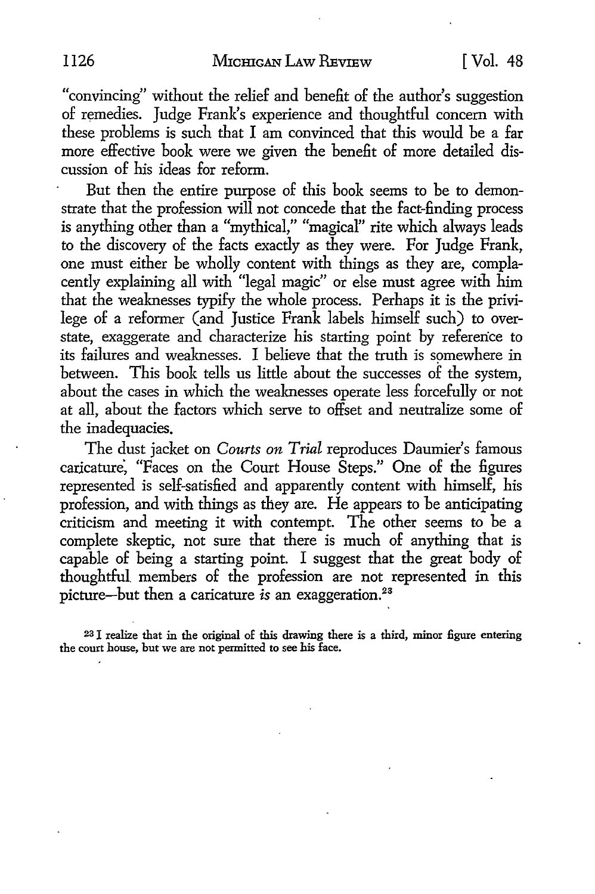"convincing" without the relief and benefit of the author's suggestion of remedies. Judge Frank's experience and thoughtful concern with these problems is such that I am convinced that this would be a far more effective book were we given the benefit of more detailed discussion of his ideas for reform.

But then the entire purpose of this book seems to be to demonstrate that the profession will not concede that the fact-finding process is anything other than a "mythical," "magical" rite which always leads to the discovery of the facts exactly as they were. For Judge Frank, one must either be wholly content with things as they are, complacently explaining all with "legal magic" or else must agree with him that the weaknesses typify the whole process. Perhaps it is the privilege of a reformer (and Justice Frank labels himself such) to overstate, exaggerate and characterize his starting point by reference to its failures and weaknesses. I believe that the truth is somewhere in between. This book tells us little about the successes of the system, about the cases in which the weaknesses operate less forcefully or not at all, about the factors which serve to offset and neutralize some of the inadequacies.

The dust jacket on *Courts on Trial* reproduces Daumier's famous caricature, "Faces on the Court House Steps." One of the figures represented is self-satisfied and apparently content with himself, his profession, and with things as they are. He appears to be anticipating criticism and meeting it with contempt. The other seems to be a complete skeptic, not sure that there is much of anything that is capable of being a starting point. I suggest that the great body of thoughtful members of the profession are not represented in this picture—but then a caricature *is* an exaggeration.[23]

[23] I realize that in the original of this drawing there is a third, minor figure entering the court house, but we are not permitted to see his face.